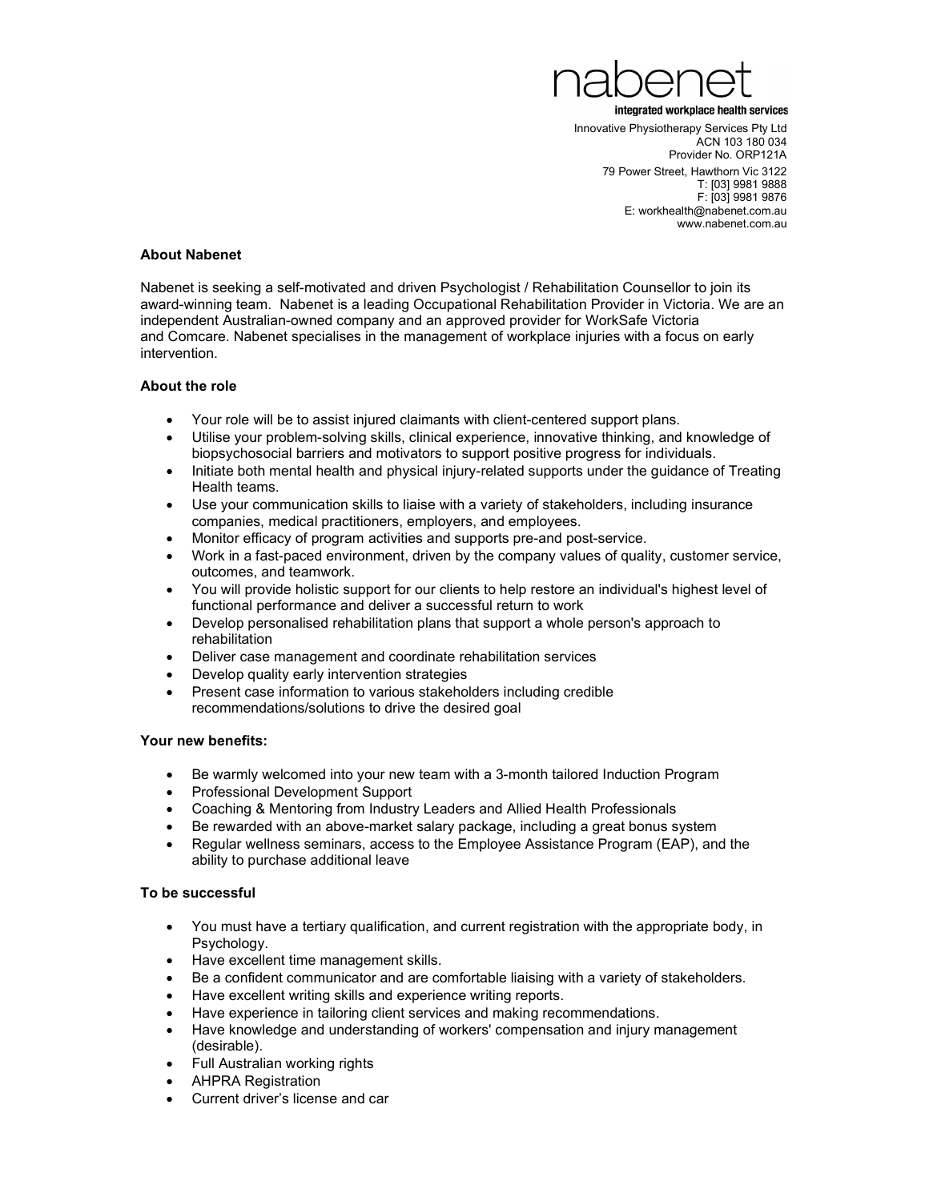nabenet

**integrated workplace health services**

Innovative Physiotherapy Services Pty Ltd
ACN 103 180 034
Provider No. ORP121A
79 Power Street, Hawthorn Vic 3122
T: [03] 9981 9888
F: [03] 9981 9876
E: workhealth@nabenet.com.au
www.nabenet.com.au

**About Nabenet**

Nabenet is seeking a self-motivated and driven Psychologist / Rehabilitation Counsellor to join its award-winning team. Nabenet is a leading Occupational Rehabilitation Provider in Victoria. We are an independent Australian-owned company and an approved provider for WorkSafe Victoria and Comcare. Nabenet specialises in the management of workplace injuries with a focus on early intervention.

**About the role**

- Your role will be to assist injured claimants with client-centered support plans.
- Utilise your problem-solving skills, clinical experience, innovative thinking, and knowledge of biopsychosocial barriers and motivators to support positive progress for individuals.
- Initiate both mental health and physical injury-related supports under the guidance of Treating Health teams.
- Use your communication skills to liaise with a variety of stakeholders, including insurance companies, medical practitioners, employers, and employees.
- Monitor efficacy of program activities and supports pre-and post-service.
- Work in a fast-paced environment, driven by the company values of quality, customer service, outcomes, and teamwork.
- You will provide holistic support for our clients to help restore an individual's highest level of functional performance and deliver a successful return to work
- Develop personalised rehabilitation plans that support a whole person's approach to rehabilitation
- Deliver case management and coordinate rehabilitation services
- Develop quality early intervention strategies
- Present case information to various stakeholders including credible recommendations/solutions to drive the desired goal

**Your new benefits:**

- Be warmly welcomed into your new team with a 3-month tailored Induction Program
- Professional Development Support
- Coaching & Mentoring from Industry Leaders and Allied Health Professionals
- Be rewarded with an above-market salary package, including a great bonus system
- Regular wellness seminars, access to the Employee Assistance Program (EAP), and the ability to purchase additional leave

**To be successful**

- You must have a tertiary qualification, and current registration with the appropriate body, in Psychology.
- Have excellent time management skills.
- Be a confident communicator and are comfortable liaising with a variety of stakeholders.
- Have excellent writing skills and experience writing reports.
- Have experience in tailoring client services and making recommendations.
- Have knowledge and understanding of workers' compensation and injury management (desirable).
- Full Australian working rights
- AHPRA Registration
- Current driver's license and car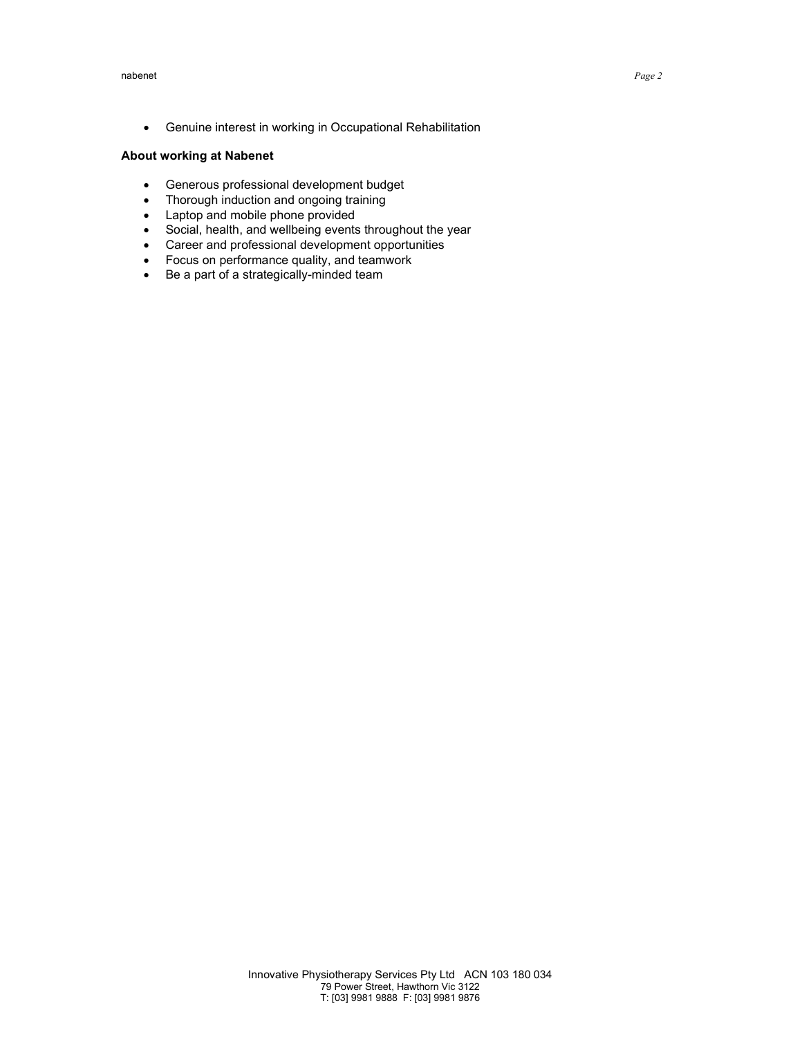- Genuine interest in working in Occupational Rehabilitation

**About working at Nabenet**

- Generous professional development budget
- Thorough induction and ongoing training
- Laptop and mobile phone provided
- Social, health, and wellbeing events throughout the year
- Career and professional development opportunities
- Focus on performance quality, and teamwork
- Be a part of a strategically-minded team